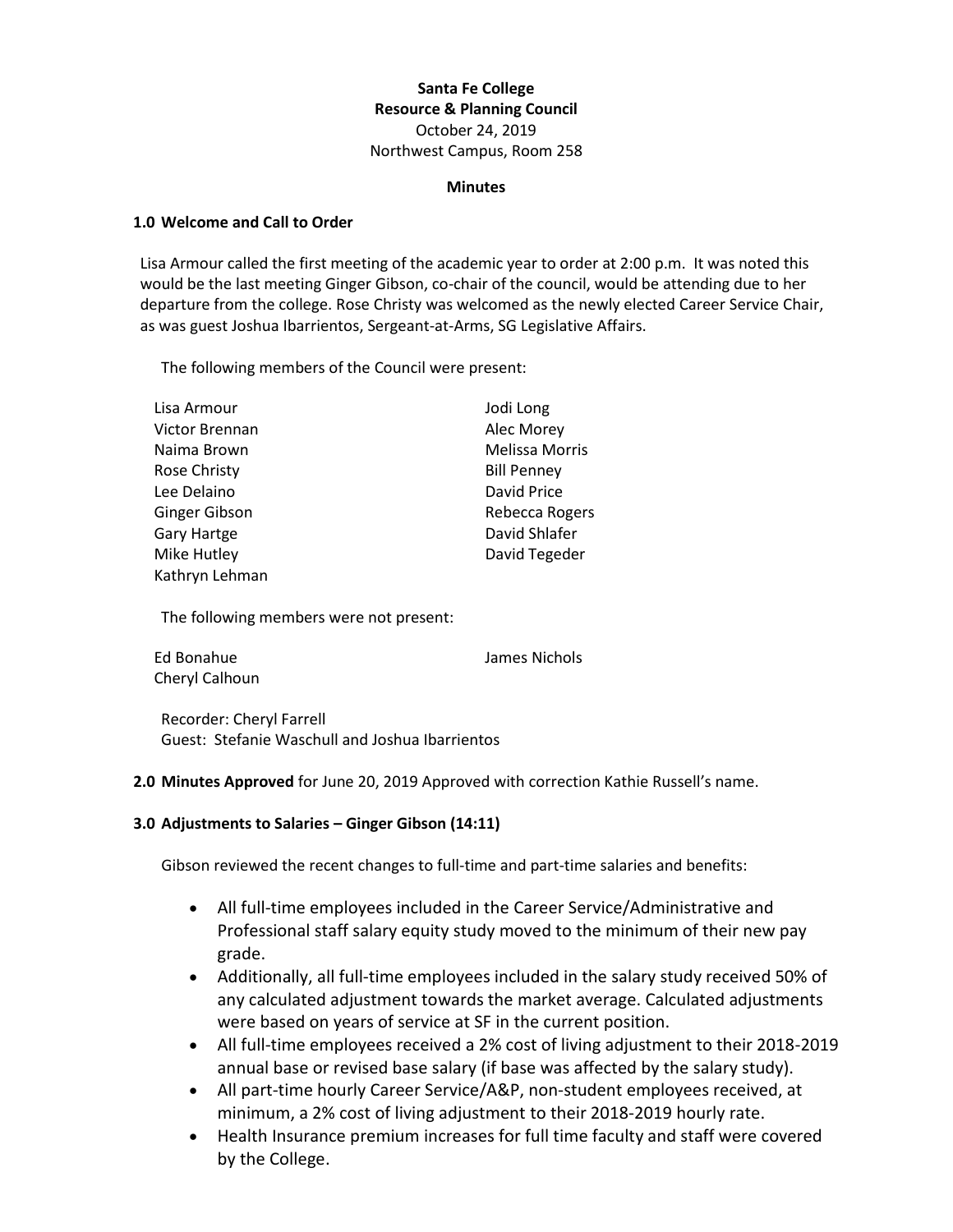**Santa Fe College**
**Resource & Planning Council**
October 24, 2019
Northwest Campus, Room 258

**Minutes**

## 1.0 Welcome and Call to Order

Lisa Armour called the first meeting of the academic year to order at 2:00 p.m. It was noted this would be the last meeting Ginger Gibson, co-chair of the council, would be attending due to her departure from the college. Rose Christy was welcomed as the newly elected Career Service Chair, as was guest Joshua Ibarrientos, Sergeant-at-Arms, SG Legislative Affairs.

The following members of the Council were present:

Lisa Armour
Victor Brennan
Naima Brown
Rose Christy
Lee Delaino
Ginger Gibson
Gary Hartge
Mike Hutley
Kathryn Lehman
Jodi Long
Alec Morey
Melissa Morris
Bill Penney
David Price
Rebecca Rogers
David Shlafer
David Tegeder

The following members were not present:

Ed Bonahue
Cheryl Calhoun
James Nichols

Recorder: Cheryl Farrell
Guest: Stefanie Waschull and Joshua Ibarrientos

**2.0 Minutes Approved** for June 20, 2019 Approved with correction Kathie Russell's name.

## 3.0 Adjustments to Salaries – Ginger Gibson (14:11)

Gibson reviewed the recent changes to full-time and part-time salaries and benefits:

- All full-time employees included in the Career Service/Administrative and Professional staff salary equity study moved to the minimum of their new pay grade.
- Additionally, all full-time employees included in the salary study received 50% of any calculated adjustment towards the market average. Calculated adjustments were based on years of service at SF in the current position.
- All full-time employees received a 2% cost of living adjustment to their 2018-2019 annual base or revised base salary (if base was affected by the salary study).
- All part-time hourly Career Service/A&P, non-student employees received, at minimum, a 2% cost of living adjustment to their 2018-2019 hourly rate.
- Health Insurance premium increases for full time faculty and staff were covered by the College.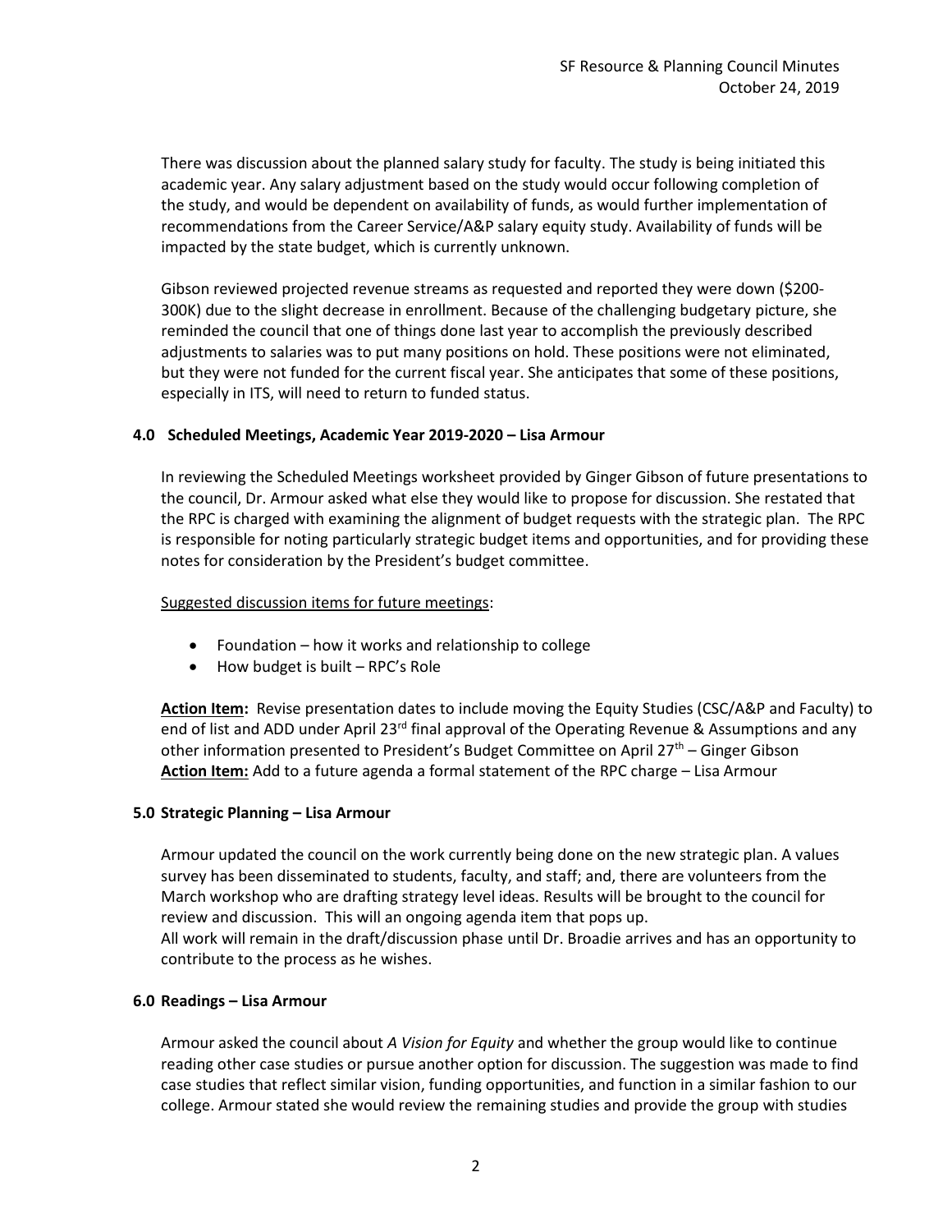There was discussion about the planned salary study for faculty. The study is being initiated this academic year. Any salary adjustment based on the study would occur following completion of the study, and would be dependent on availability of funds, as would further implementation of recommendations from the Career Service/A&P salary equity study. Availability of funds will be impacted by the state budget, which is currently unknown.

Gibson reviewed projected revenue streams as requested and reported they were down ($200-300K) due to the slight decrease in enrollment. Because of the challenging budgetary picture, she reminded the council that one of things done last year to accomplish the previously described adjustments to salaries was to put many positions on hold. These positions were not eliminated, but they were not funded for the current fiscal year. She anticipates that some of these positions, especially in ITS, will need to return to funded status.

**4.0 Scheduled Meetings, Academic Year 2019-2020 – Lisa Armour**

In reviewing the Scheduled Meetings worksheet provided by Ginger Gibson of future presentations to the council, Dr. Armour asked what else they would like to propose for discussion. She restated that the RPC is charged with examining the alignment of budget requests with the strategic plan. The RPC is responsible for noting particularly strategic budget items and opportunities, and for providing these notes for consideration by the President's budget committee.

Suggested discussion items for future meetings:

- Foundation – how it works and relationship to college
- How budget is built – RPC's Role

**Action Item:** Revise presentation dates to include moving the Equity Studies (CSC/A&P and Faculty) to end of list and ADD under April 23rd final approval of the Operating Revenue & Assumptions and any other information presented to President's Budget Committee on April 27th – Ginger Gibson
**Action Item:** Add to a future agenda a formal statement of the RPC charge – Lisa Armour

**5.0 Strategic Planning – Lisa Armour**

Armour updated the council on the work currently being done on the new strategic plan. A values survey has been disseminated to students, faculty, and staff; and, there are volunteers from the March workshop who are drafting strategy level ideas. Results will be brought to the council for review and discussion. This will an ongoing agenda item that pops up.
All work will remain in the draft/discussion phase until Dr. Broadie arrives and has an opportunity to contribute to the process as he wishes.

**6.0 Readings – Lisa Armour**

Armour asked the council about *A Vision for Equity* and whether the group would like to continue reading other case studies or pursue another option for discussion. The suggestion was made to find case studies that reflect similar vision, funding opportunities, and function in a similar fashion to our college. Armour stated she would review the remaining studies and provide the group with studies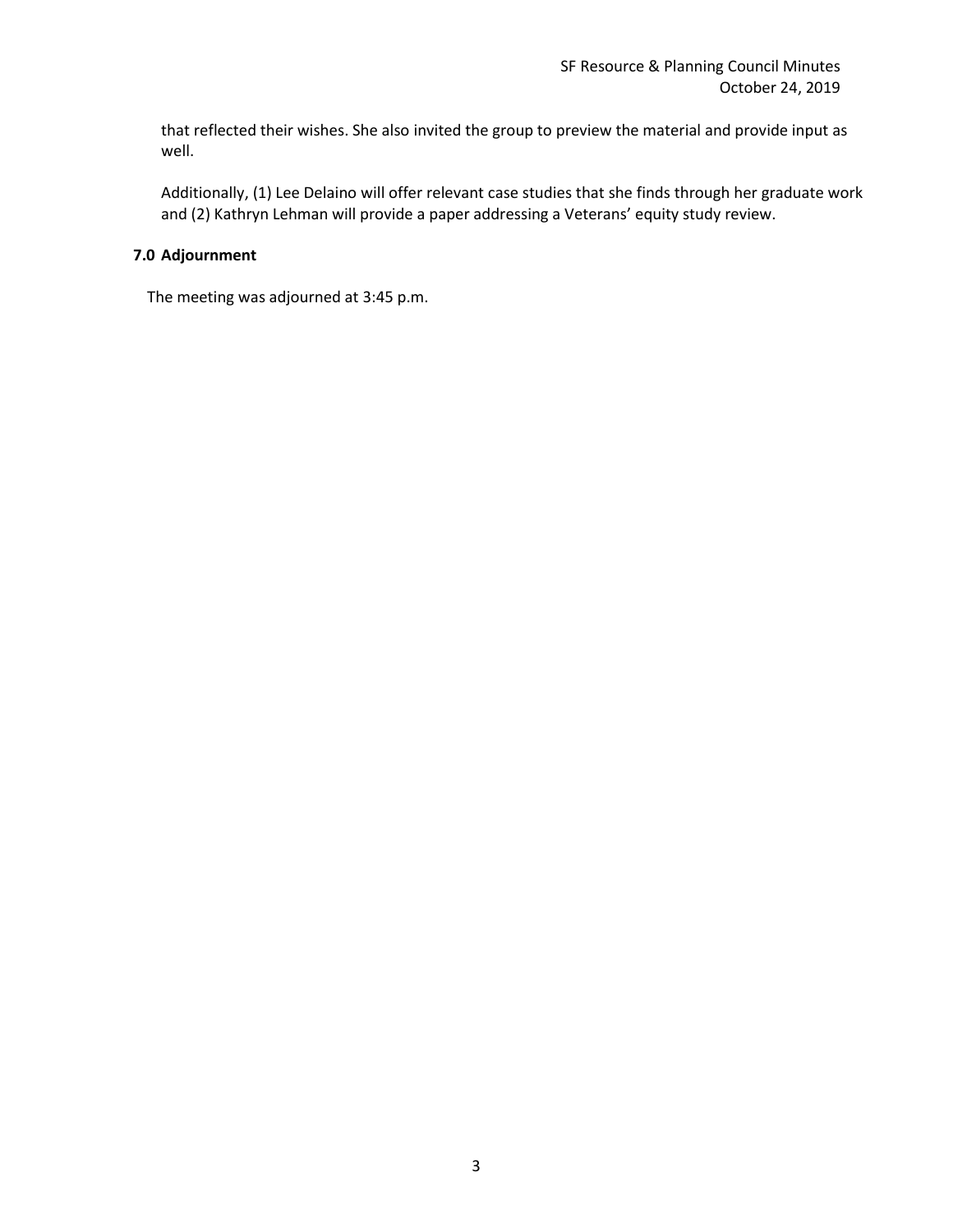that reflected their wishes. She also invited the group to preview the material and provide input as well.

Additionally, (1) Lee Delaino will offer relevant case studies that she finds through her graduate work and (2) Kathryn Lehman will provide a paper addressing a Veterans' equity study review.

### 7.0 Adjournment

The meeting was adjourned at 3:45 p.m.